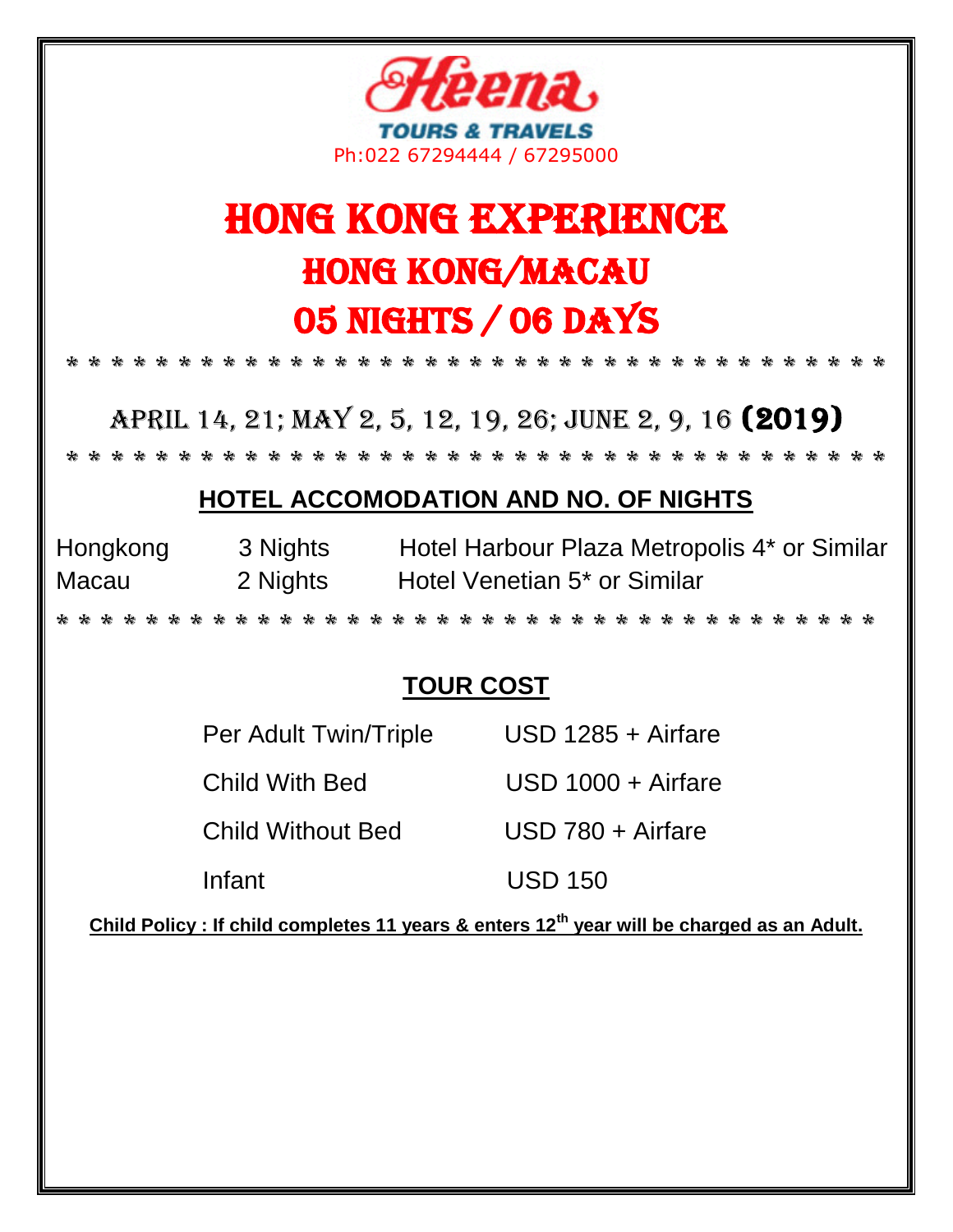Heena
TOURS & TRAVELS
Ph:022 67294444 / 67295000

# HONG KONG EXPERIENCE

## HONG KONG/MACAU

## 05 NIGHTS / 06 DAYS

* * * * * * * * * * * * * * * * * * * * * * * * * * * * * * * * * * * * * * *

APRIL 14, 21; MAY 2, 5, 12, 19, 26; JUNE 2, 9, 16 **(2019)**

* * * * * * * * * * * * * * * * * * * * * * * * * * * * * * * * * * * * * * *

### HOTEL ACCOMODATION AND NO. OF NIGHTS

| | | |
|---|---|---|
| Hongkong | 3 Nights | Hotel Harbour Plaza Metropolis 4* or Similar |
| Macau | 2 Nights | Hotel Venetian 5* or Similar |

* * * * * * * * * * * * * * * * * * * * * * * * * * * * * * * * * * * * * * *

### TOUR COST

| | |
|---|---|
| Per Adult Twin/Triple | USD 1285 + Airfare |
| Child With Bed | USD 1000 + Airfare |
| Child Without Bed | USD 780 + Airfare |
| Infant | USD 150 |

**Child Policy : If child completes 11 years & enters 12th year will be charged as an Adult.**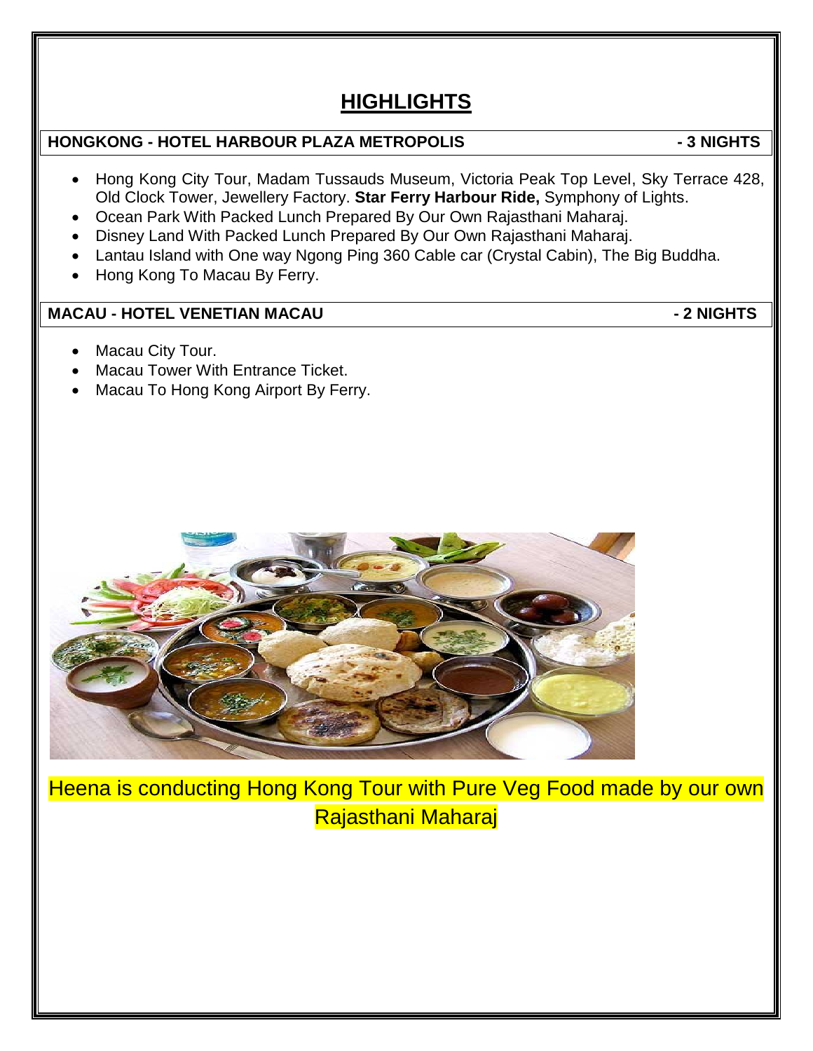# HIGHLIGHTS

**HONGKONG - HOTEL HARBOUR PLAZA METROPOLIS - 3 NIGHTS**

- Hong Kong City Tour, Madam Tussauds Museum, Victoria Peak Top Level, Sky Terrace 428, Old Clock Tower, Jewellery Factory. **Star Ferry Harbour Ride,** Symphony of Lights.
- Ocean Park With Packed Lunch Prepared By Our Own Rajasthani Maharaj.
- Disney Land With Packed Lunch Prepared By Our Own Rajasthani Maharaj.
- Lantau Island with One way Ngong Ping 360 Cable car (Crystal Cabin), The Big Buddha.
- Hong Kong To Macau By Ferry.

**MACAU - HOTEL VENETIAN MACAU - 2 NIGHTS**

- Macau City Tour.
- Macau Tower With Entrance Ticket.
- Macau To Hong Kong Airport By Ferry.

Heena is conducting Hong Kong Tour with Pure Veg Food made by our own Rajasthani Maharaj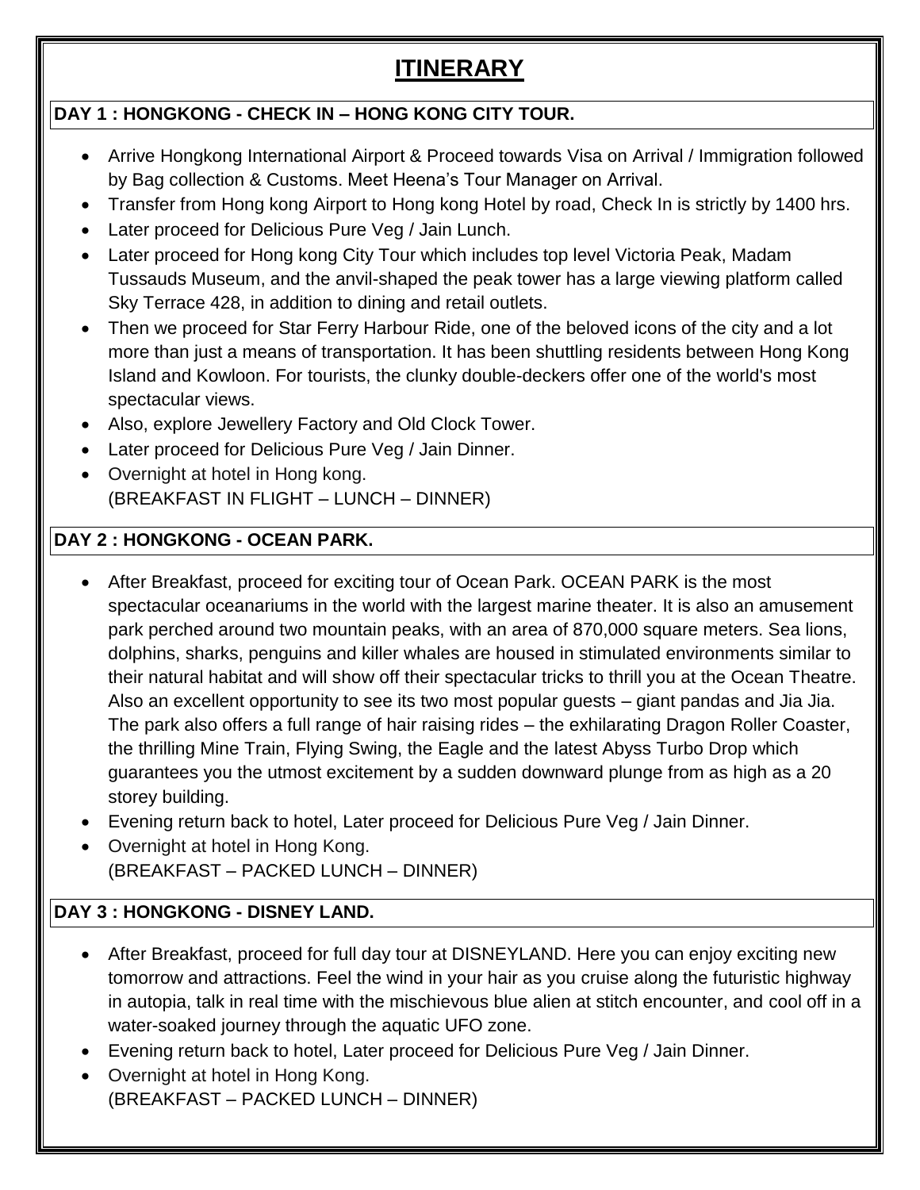# ITINERARY

**DAY 1 : HONGKONG - CHECK IN – HONG KONG CITY TOUR.**

- Arrive Hongkong International Airport & Proceed towards Visa on Arrival / Immigration followed by Bag collection & Customs. Meet Heena's Tour Manager on Arrival.
- Transfer from Hong kong Airport to Hong kong Hotel by road, Check In is strictly by 1400 hrs.
- Later proceed for Delicious Pure Veg / Jain Lunch.
- Later proceed for Hong kong City Tour which includes top level Victoria Peak, Madam Tussauds Museum, and the anvil-shaped the peak tower has a large viewing platform called Sky Terrace 428, in addition to dining and retail outlets.
- Then we proceed for Star Ferry Harbour Ride, one of the beloved icons of the city and a lot more than just a means of transportation. It has been shuttling residents between Hong Kong Island and Kowloon. For tourists, the clunky double-deckers offer one of the world's most spectacular views.
- Also, explore Jewellery Factory and Old Clock Tower.
- Later proceed for Delicious Pure Veg / Jain Dinner.
- Overnight at hotel in Hong kong.
  (BREAKFAST IN FLIGHT – LUNCH – DINNER)

**DAY 2 : HONGKONG - OCEAN PARK.**

- After Breakfast, proceed for exciting tour of Ocean Park. OCEAN PARK is the most spectacular oceanariums in the world with the largest marine theater. It is also an amusement park perched around two mountain peaks, with an area of 870,000 square meters. Sea lions, dolphins, sharks, penguins and killer whales are housed in stimulated environments similar to their natural habitat and will show off their spectacular tricks to thrill you at the Ocean Theatre. Also an excellent opportunity to see its two most popular guests – giant pandas and Jia Jia. The park also offers a full range of hair raising rides – the exhilarating Dragon Roller Coaster, the thrilling Mine Train, Flying Swing, the Eagle and the latest Abyss Turbo Drop which guarantees you the utmost excitement by a sudden downward plunge from as high as a 20 storey building.
- Evening return back to hotel, Later proceed for Delicious Pure Veg / Jain Dinner.
- Overnight at hotel in Hong Kong.
  (BREAKFAST – PACKED LUNCH – DINNER)

**DAY 3 : HONGKONG - DISNEY LAND.**

- After Breakfast, proceed for full day tour at DISNEYLAND. Here you can enjoy exciting new tomorrow and attractions. Feel the wind in your hair as you cruise along the futuristic highway in autopia, talk in real time with the mischievous blue alien at stitch encounter, and cool off in a water-soaked journey through the aquatic UFO zone.
- Evening return back to hotel, Later proceed for Delicious Pure Veg / Jain Dinner.
- Overnight at hotel in Hong Kong.
  (BREAKFAST – PACKED LUNCH – DINNER)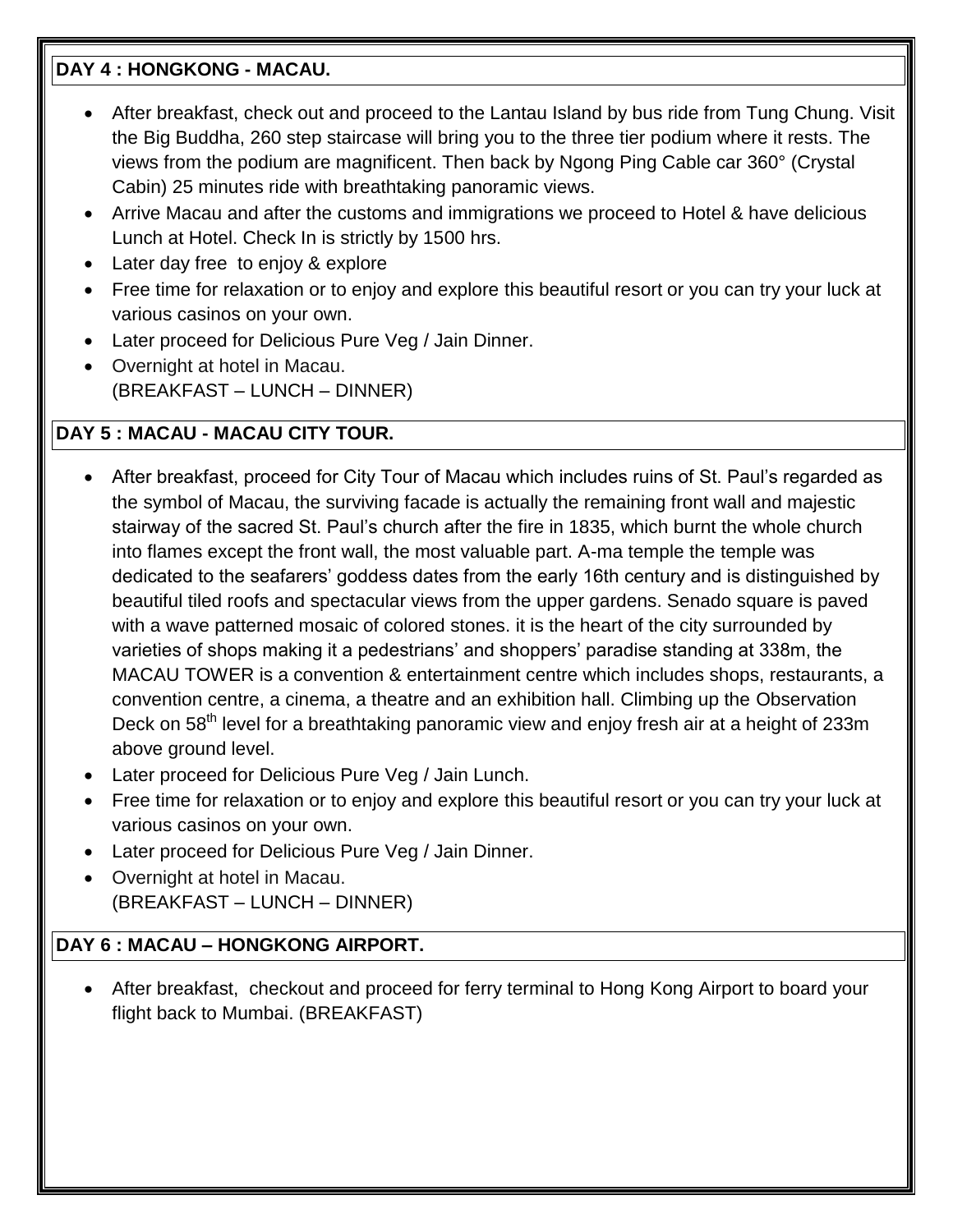## DAY 4 : HONGKONG - MACAU.

- After breakfast, check out and proceed to the Lantau Island by bus ride from Tung Chung. Visit the Big Buddha, 260 step staircase will bring you to the three tier podium where it rests. The views from the podium are magnificent. Then back by Ngong Ping Cable car 360° (Crystal Cabin) 25 minutes ride with breathtaking panoramic views.
- Arrive Macau and after the customs and immigrations we proceed to Hotel & have delicious Lunch at Hotel. Check In is strictly by 1500 hrs.
- Later day free to enjoy & explore
- Free time for relaxation or to enjoy and explore this beautiful resort or you can try your luck at various casinos on your own.
- Later proceed for Delicious Pure Veg / Jain Dinner.
- Overnight at hotel in Macau.
  (BREAKFAST – LUNCH – DINNER)

## DAY 5 : MACAU - MACAU CITY TOUR.

- After breakfast, proceed for City Tour of Macau which includes ruins of St. Paul's regarded as the symbol of Macau, the surviving facade is actually the remaining front wall and majestic stairway of the sacred St. Paul's church after the fire in 1835, which burnt the whole church into flames except the front wall, the most valuable part. A-ma temple the temple was dedicated to the seafarers' goddess dates from the early 16th century and is distinguished by beautiful tiled roofs and spectacular views from the upper gardens. Senado square is paved with a wave patterned mosaic of colored stones. it is the heart of the city surrounded by varieties of shops making it a pedestrians' and shoppers' paradise standing at 338m, the MACAU TOWER is a convention & entertainment centre which includes shops, restaurants, a convention centre, a cinema, a theatre and an exhibition hall. Climbing up the Observation Deck on 58th level for a breathtaking panoramic view and enjoy fresh air at a height of 233m above ground level.
- Later proceed for Delicious Pure Veg / Jain Lunch.
- Free time for relaxation or to enjoy and explore this beautiful resort or you can try your luck at various casinos on your own.
- Later proceed for Delicious Pure Veg / Jain Dinner.
- Overnight at hotel in Macau.
  (BREAKFAST – LUNCH – DINNER)

## DAY 6 : MACAU – HONGKONG AIRPORT.

- After breakfast, checkout and proceed for ferry terminal to Hong Kong Airport to board your flight back to Mumbai. (BREAKFAST)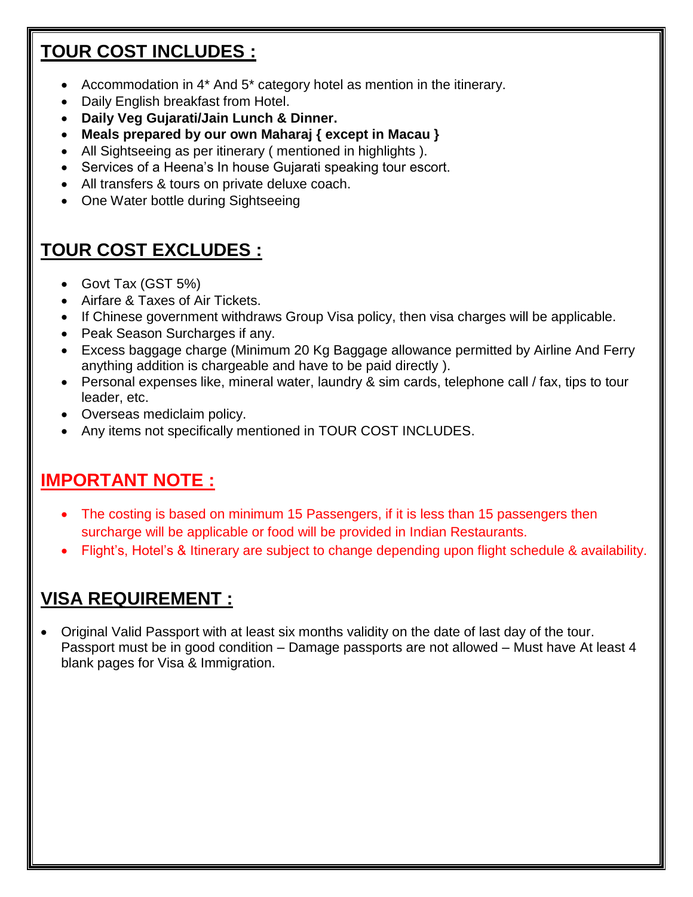## TOUR COST INCLUDES :

- Accommodation in 4* And 5* category hotel as mention in the itinerary.
- Daily English breakfast from Hotel.
- **Daily Veg Gujarati/Jain Lunch & Dinner.**
- **Meals prepared by our own Maharaj { except in Macau }**
- All Sightseeing as per itinerary ( mentioned in highlights ).
- Services of a Heena's In house Gujarati speaking tour escort.
- All transfers & tours on private deluxe coach.
- One Water bottle during Sightseeing

## TOUR COST EXCLUDES :

- Govt Tax (GST 5%)
- Airfare & Taxes of Air Tickets.
- If Chinese government withdraws Group Visa policy, then visa charges will be applicable.
- Peak Season Surcharges if any.
- Excess baggage charge (Minimum 20 Kg Baggage allowance permitted by Airline And Ferry anything addition is chargeable and have to be paid directly ).
- Personal expenses like, mineral water, laundry & sim cards, telephone call / fax, tips to tour leader, etc.
- Overseas mediclaim policy.
- Any items not specifically mentioned in TOUR COST INCLUDES.

## IMPORTANT NOTE :

- The costing is based on minimum 15 Passengers, if it is less than 15 passengers then surcharge will be applicable or food will be provided in Indian Restaurants.
- Flight's, Hotel's & Itinerary are subject to change depending upon flight schedule & availability.

## VISA REQUIREMENT :

- Original Valid Passport with at least six months validity on the date of last day of the tour. Passport must be in good condition – Damage passports are not allowed – Must have At least 4 blank pages for Visa & Immigration.